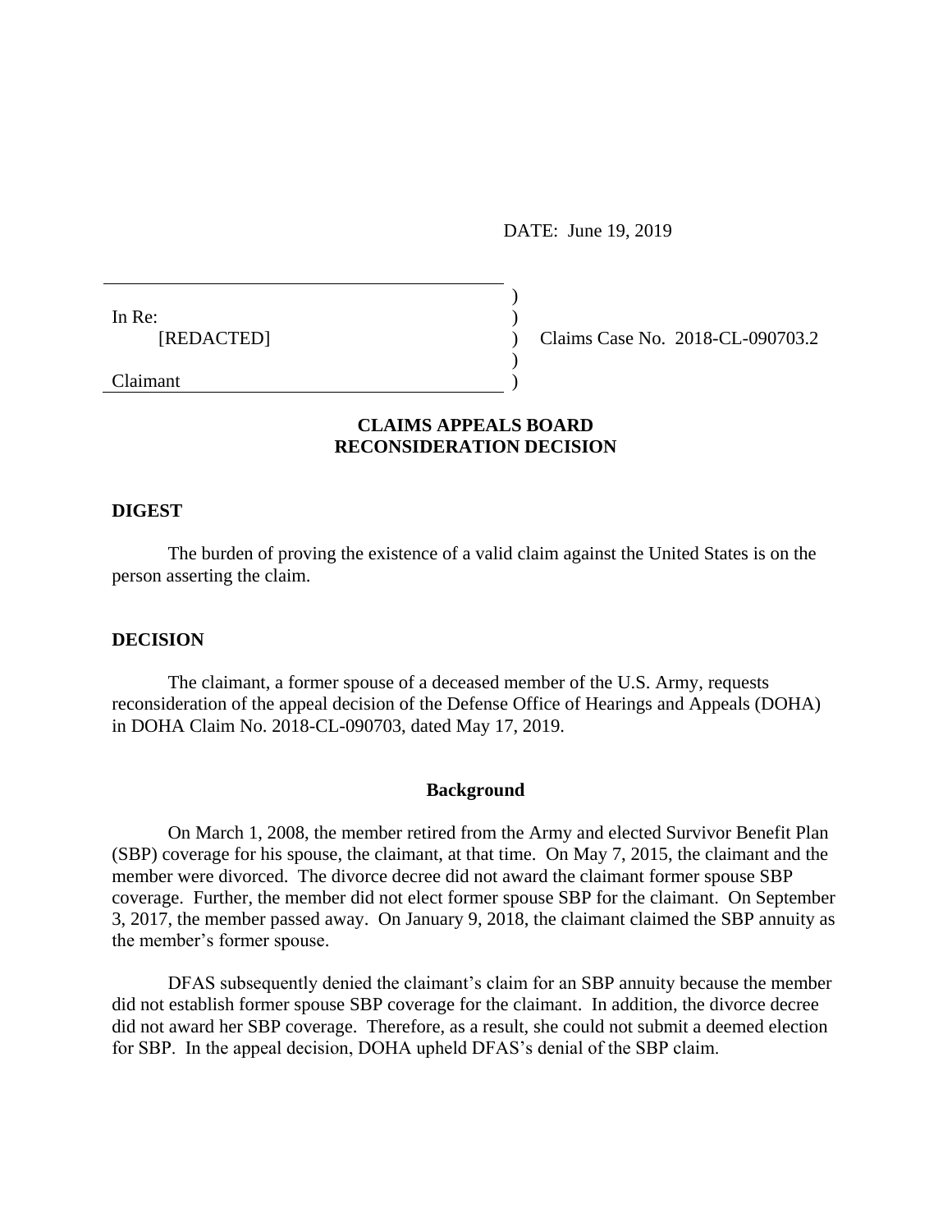DATE: June 19, 2019

In Re:
[REDACTED]

Claimant

Claims Case No. 2018-CL-090703.2

## CLAIMS APPEALS BOARD
## RECONSIDERATION DECISION

### DIGEST

The burden of proving the existence of a valid claim against the United States is on the person asserting the claim.

### DECISION

The claimant, a former spouse of a deceased member of the U.S. Army, requests reconsideration of the appeal decision of the Defense Office of Hearings and Appeals (DOHA) in DOHA Claim No. 2018-CL-090703, dated May 17, 2019.

#### Background

On March 1, 2008, the member retired from the Army and elected Survivor Benefit Plan (SBP) coverage for his spouse, the claimant, at that time. On May 7, 2015, the claimant and the member were divorced. The divorce decree did not award the claimant former spouse SBP coverage. Further, the member did not elect former spouse SBP for the claimant. On September 3, 2017, the member passed away. On January 9, 2018, the claimant claimed the SBP annuity as the member's former spouse.

DFAS subsequently denied the claimant's claim for an SBP annuity because the member did not establish former spouse SBP coverage for the claimant. In addition, the divorce decree did not award her SBP coverage. Therefore, as a result, she could not submit a deemed election for SBP. In the appeal decision, DOHA upheld DFAS's denial of the SBP claim.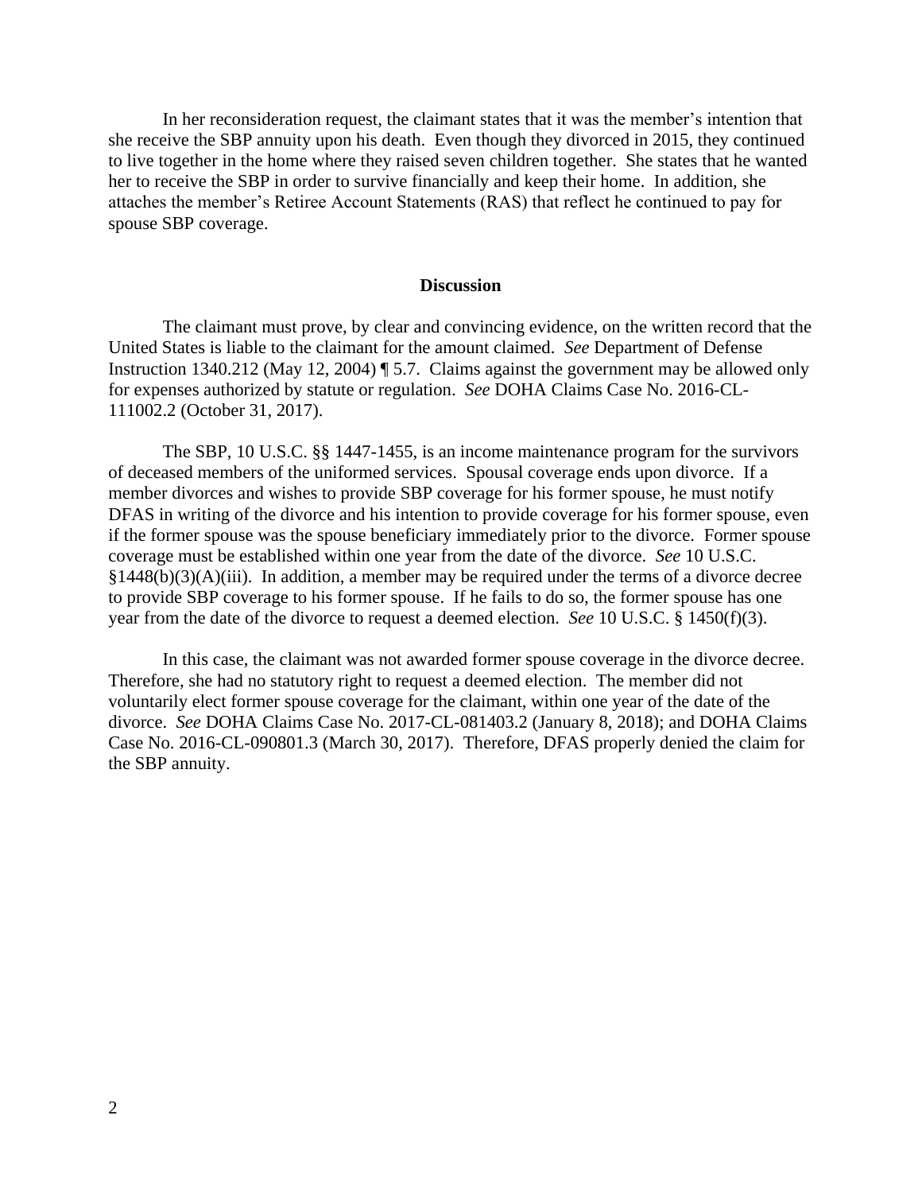In her reconsideration request, the claimant states that it was the member's intention that she receive the SBP annuity upon his death. Even though they divorced in 2015, they continued to live together in the home where they raised seven children together. She states that he wanted her to receive the SBP in order to survive financially and keep their home. In addition, she attaches the member's Retiree Account Statements (RAS) that reflect he continued to pay for spouse SBP coverage.

## Discussion

The claimant must prove, by clear and convincing evidence, on the written record that the United States is liable to the claimant for the amount claimed. *See* Department of Defense Instruction 1340.212 (May 12, 2004) ¶ 5.7. Claims against the government may be allowed only for expenses authorized by statute or regulation. *See* DOHA Claims Case No. 2016-CL-111002.2 (October 31, 2017).

The SBP, 10 U.S.C. §§ 1447-1455, is an income maintenance program for the survivors of deceased members of the uniformed services. Spousal coverage ends upon divorce. If a member divorces and wishes to provide SBP coverage for his former spouse, he must notify DFAS in writing of the divorce and his intention to provide coverage for his former spouse, even if the former spouse was the spouse beneficiary immediately prior to the divorce. Former spouse coverage must be established within one year from the date of the divorce. *See* 10 U.S.C. §1448(b)(3)(A)(iii). In addition, a member may be required under the terms of a divorce decree to provide SBP coverage to his former spouse. If he fails to do so, the former spouse has one year from the date of the divorce to request a deemed election. *See* 10 U.S.C. § 1450(f)(3).

In this case, the claimant was not awarded former spouse coverage in the divorce decree. Therefore, she had no statutory right to request a deemed election. The member did not voluntarily elect former spouse coverage for the claimant, within one year of the date of the divorce. *See* DOHA Claims Case No. 2017-CL-081403.2 (January 8, 2018); and DOHA Claims Case No. 2016-CL-090801.3 (March 30, 2017). Therefore, DFAS properly denied the claim for the SBP annuity.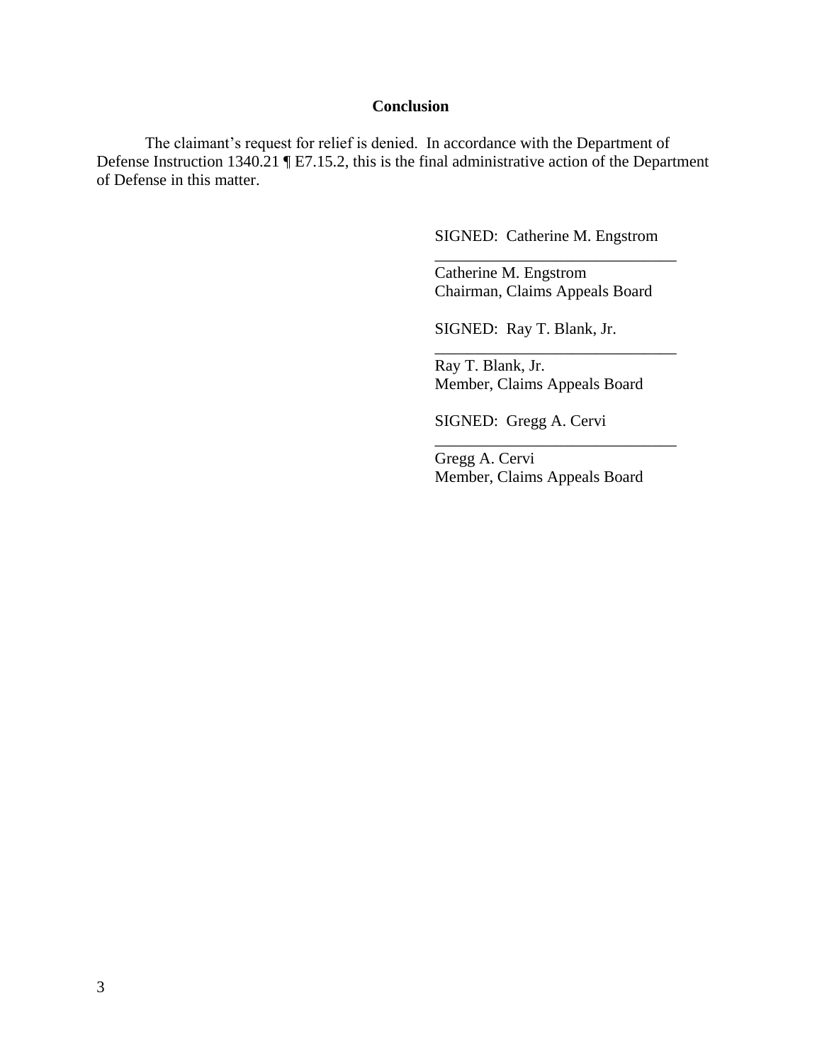**Conclusion**

The claimant's request for relief is denied. In accordance with the Department of Defense Instruction 1340.21 ¶ E7.15.2, this is the final administrative action of the Department of Defense in this matter.

SIGNED: Catherine M. Engstrom

\_\_\_\_\_\_\_\_\_\_\_\_\_\_\_\_\_\_\_\_\_\_\_\_\_\_\_\_\_\_

Catherine M. Engstrom
Chairman, Claims Appeals Board

SIGNED: Ray T. Blank, Jr.

\_\_\_\_\_\_\_\_\_\_\_\_\_\_\_\_\_\_\_\_\_\_\_\_\_\_\_\_\_\_

Ray T. Blank, Jr.
Member, Claims Appeals Board

SIGNED: Gregg A. Cervi

\_\_\_\_\_\_\_\_\_\_\_\_\_\_\_\_\_\_\_\_\_\_\_\_\_\_\_\_\_\_

Gregg A. Cervi
Member, Claims Appeals Board